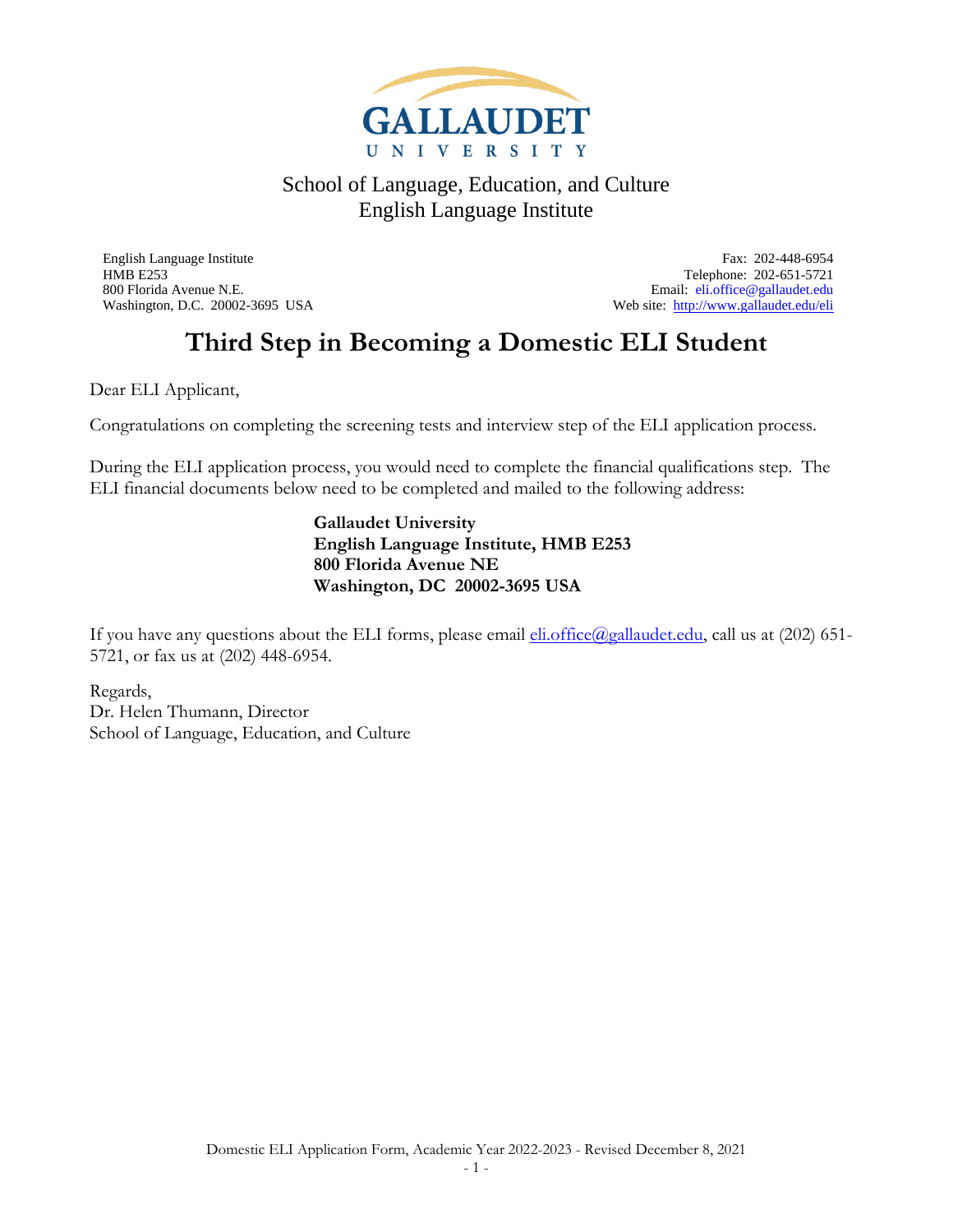GALLAUDET UNIVERSITY

School of Language, Education, and Culture
English Language Institute

English Language Institute
HMB E253
800 Florida Avenue N.E.
Washington, D.C. 20002-3695 USA

Fax: 202-448-6954
Telephone: 202-651-5721
Email: eli.office@gallaudet.edu
Web site: http://www.gallaudet.edu/eli

# Third Step in Becoming a Domestic ELI Student

Dear ELI Applicant,

Congratulations on completing the screening tests and interview step of the ELI application process.

During the ELI application process, you would need to complete the financial qualifications step. The ELI financial documents below need to be completed and mailed to the following address:

**Gallaudet University**
**English Language Institute, HMB E253**
**800 Florida Avenue NE**
**Washington, DC 20002-3695 USA**

If you have any questions about the ELI forms, please email eli.office@gallaudet.edu, call us at (202) 651-5721, or fax us at (202) 448-6954.

Regards,
Dr. Helen Thumann, Director
School of Language, Education, and Culture

Domestic ELI Application Form, Academic Year 2022-2023 - Revised December 8, 2021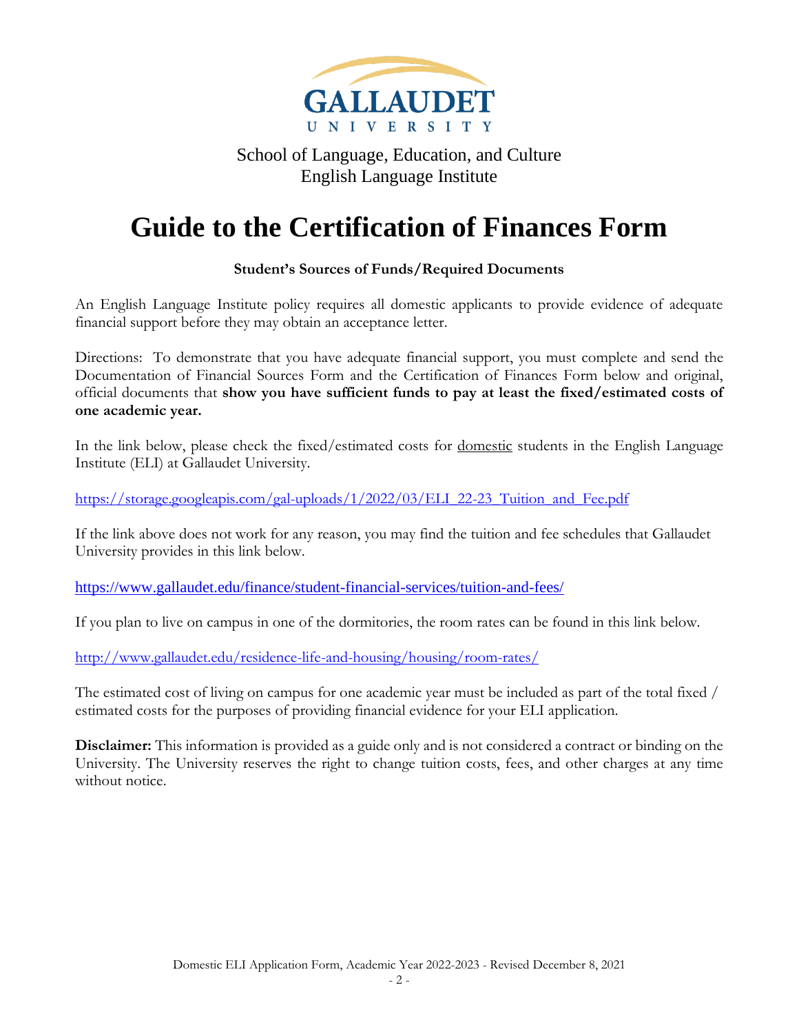GALLAUDET UNIVERSITY

School of Language, Education, and Culture
English Language Institute

# Guide to the Certification of Finances Form

**Student's Sources of Funds/Required Documents**

An English Language Institute policy requires all domestic applicants to provide evidence of adequate financial support before they may obtain an acceptance letter.

Directions: To demonstrate that you have adequate financial support, you must complete and send the Documentation of Financial Sources Form and the Certification of Finances Form below and original, official documents that **show you have sufficient funds to pay at least the fixed/estimated costs of one academic year.**

In the link below, please check the fixed/estimated costs for domestic students in the English Language Institute (ELI) at Gallaudet University.

https://storage.googleapis.com/gal-uploads/1/2022/03/ELI_22-23_Tuition_and_Fee.pdf

If the link above does not work for any reason, you may find the tuition and fee schedules that Gallaudet University provides in this link below.

https://www.gallaudet.edu/finance/student-financial-services/tuition-and-fees/

If you plan to live on campus in one of the dormitories, the room rates can be found in this link below.

http://www.gallaudet.edu/residence-life-and-housing/housing/room-rates/

The estimated cost of living on campus for one academic year must be included as part of the total fixed / estimated costs for the purposes of providing financial evidence for your ELI application.

**Disclaimer:** This information is provided as a guide only and is not considered a contract or binding on the University. The University reserves the right to change tuition costs, fees, and other charges at any time without notice.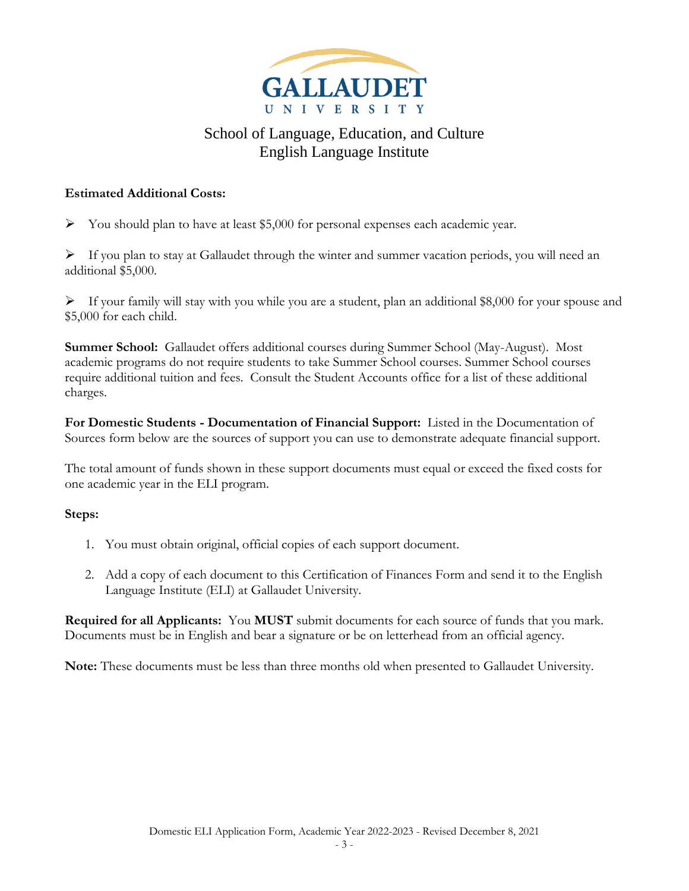GALLAUDET UNIVERSITY

School of Language, Education, and Culture
English Language Institute

**Estimated Additional Costs:**

- You should plan to have at least $5,000 for personal expenses each academic year.

- If you plan to stay at Gallaudet through the winter and summer vacation periods, you will need an additional $5,000.

- If your family will stay with you while you are a student, plan an additional $8,000 for your spouse and $5,000 for each child.

**Summer School:** Gallaudet offers additional courses during Summer School (May-August). Most academic programs do not require students to take Summer School courses. Summer School courses require additional tuition and fees. Consult the Student Accounts office for a list of these additional charges.

**For Domestic Students - Documentation of Financial Support:** Listed in the Documentation of Sources form below are the sources of support you can use to demonstrate adequate financial support.

The total amount of funds shown in these support documents must equal or exceed the fixed costs for one academic year in the ELI program.

**Steps:**

1. You must obtain original, official copies of each support document.

2. Add a copy of each document to this Certification of Finances Form and send it to the English Language Institute (ELI) at Gallaudet University.

**Required for all Applicants:** You **MUST** submit documents for each source of funds that you mark. Documents must be in English and bear a signature or be on letterhead from an official agency.

**Note:** These documents must be less than three months old when presented to Gallaudet University.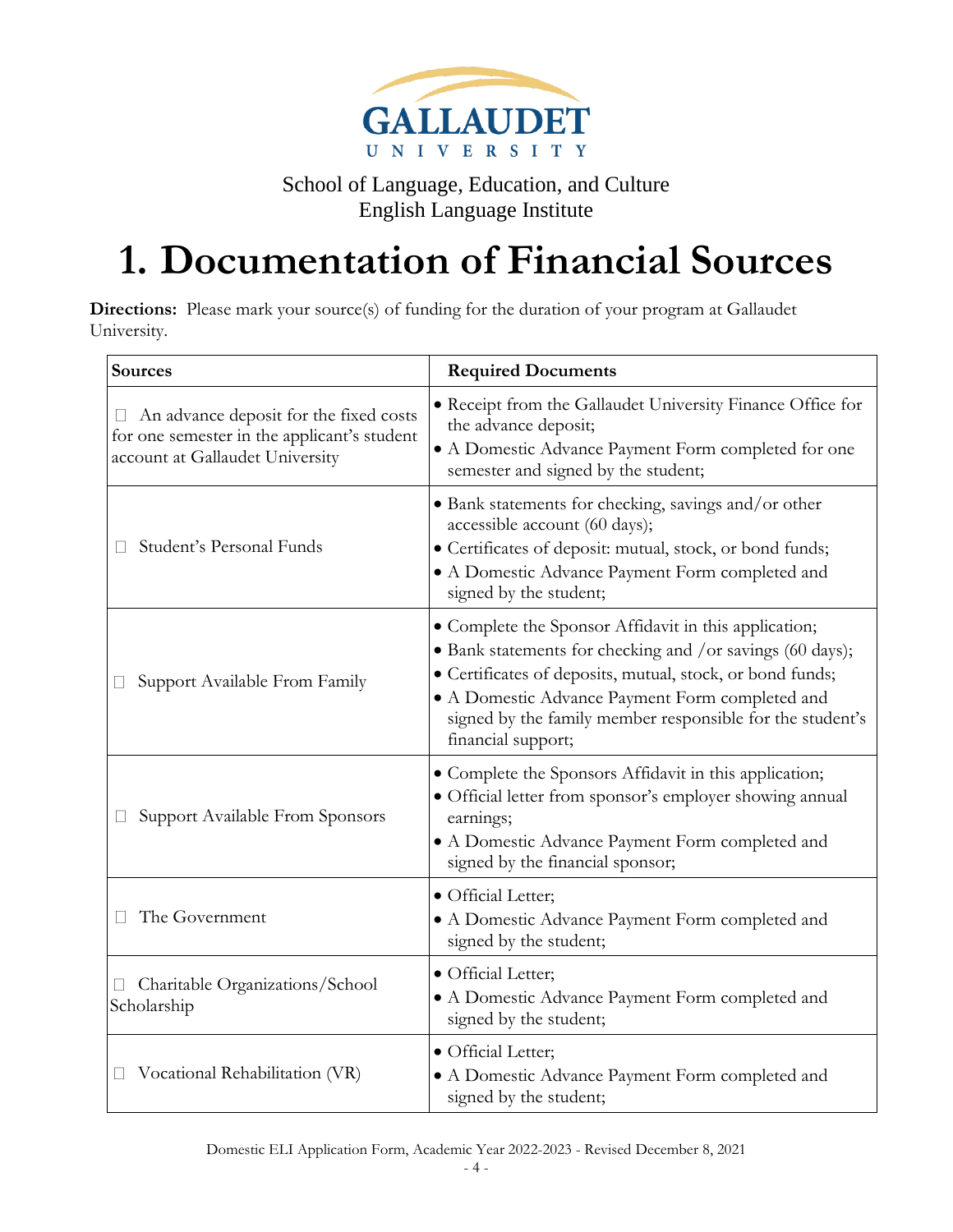GALLAUDET UNIVERSITY

School of Language, Education, and Culture
English Language Institute

# 1. Documentation of Financial Sources

**Directions:** Please mark your source(s) of funding for the duration of your program at Gallaudet University.

| Sources | Required Documents |
|---|---|
| ☐ An advance deposit for the fixed costs for one semester in the applicant's student account at Gallaudet University | • Receipt from the Gallaudet University Finance Office for the advance deposit;<br>• A Domestic Advance Payment Form completed for one semester and signed by the student; |
| ☐ Student's Personal Funds | • Bank statements for checking, savings and/or other accessible account (60 days);<br>• Certificates of deposit: mutual, stock, or bond funds;<br>• A Domestic Advance Payment Form completed and signed by the student; |
| ☐ Support Available From Family | • Complete the Sponsor Affidavit in this application;<br>• Bank statements for checking and /or savings (60 days);<br>• Certificates of deposits, mutual, stock, or bond funds;<br>• A Domestic Advance Payment Form completed and signed by the family member responsible for the student's financial support; |
| ☐ Support Available From Sponsors | • Complete the Sponsors Affidavit in this application;<br>• Official letter from sponsor's employer showing annual earnings;<br>• A Domestic Advance Payment Form completed and signed by the financial sponsor; |
| ☐ The Government | • Official Letter;<br>• A Domestic Advance Payment Form completed and signed by the student; |
| ☐ Charitable Organizations/School Scholarship | • Official Letter;<br>• A Domestic Advance Payment Form completed and signed by the student; |
| ☐ Vocational Rehabilitation (VR) | • Official Letter;<br>• A Domestic Advance Payment Form completed and signed by the student; |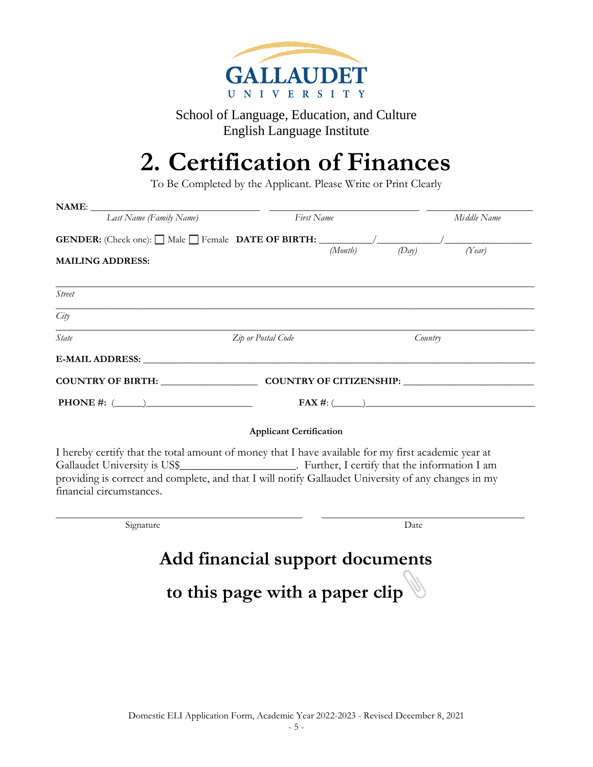GALLAUDET UNIVERSITY

School of Language, Education, and Culture
English Language Institute

# 2. Certification of Finances

To Be Completed by the Applicant. Please Write or Print Clearly

**NAME**: ______________________________ ______________________________ ____________________
*Last Name (Family Name)* *First Name* *Middle Name*

**GENDER:** (Check one): ☐ Male ☐ Female **DATE OF BIRTH:** __________/__________/______________
*(Month)* *(Day)* *(Year)*

**MAILING ADDRESS:**

______________________________________________________________________________
*Street*

______________________________________________________________________________
*City*

______________________________________________________________________________
*State* *Zip or Postal Code* *Country*

**E-MAIL ADDRESS:** ______________________________________________________________

**COUNTRY OF BIRTH:** __________________ **COUNTRY OF CITIZENSHIP:** ________________________

**PHONE #:** (______)____________________ **FAX #**: (______)______________________________

**Applicant Certification**

I hereby certify that the total amount of money that I have available for my first academic year at Gallaudet University is US$____________________. Further, I certify that the information I am providing is correct and complete, and that I will notify Gallaudet University of any changes in my financial circumstances.

______________________________________________ ______________________________________
Signature Date

## Add financial support documents to this page with a paper clip

Domestic ELI Application Form, Academic Year 2022-2023 - Revised December 8, 2021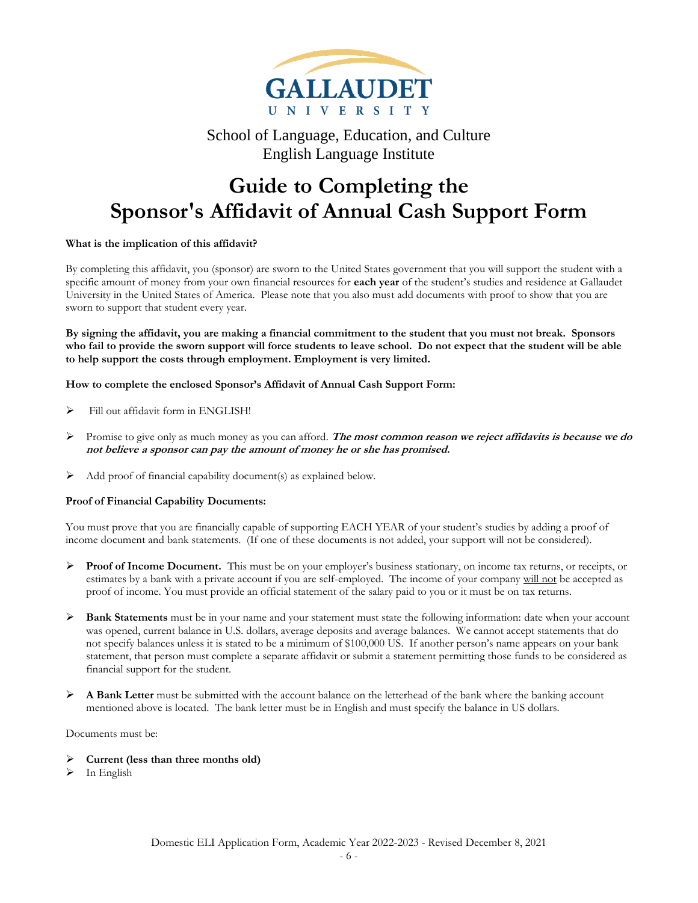GALLAUDET UNIVERSITY

School of Language, Education, and Culture
English Language Institute

# Guide to Completing the Sponsor's Affidavit of Annual Cash Support Form

**What is the implication of this affidavit?**

By completing this affidavit, you (sponsor) are sworn to the United States government that you will support the student with a specific amount of money from your own financial resources for **each year** of the student's studies and residence at Gallaudet University in the United States of America. Please note that you also must add documents with proof to show that you are sworn to support that student every year.

**By signing the affidavit, you are making a financial commitment to the student that you must not break. Sponsors who fail to provide the sworn support will force students to leave school. Do not expect that the student will be able to help support the costs through employment. Employment is very limited.**

**How to complete the enclosed Sponsor's Affidavit of Annual Cash Support Form:**

- Fill out affidavit form in ENGLISH!
- Promise to give only as much money as you can afford. ***The most common reason we reject affidavits is because we do not believe a sponsor can pay the amount of money he or she has promised.***
- Add proof of financial capability document(s) as explained below.

**Proof of Financial Capability Documents:**

You must prove that you are financially capable of supporting EACH YEAR of your student's studies by adding a proof of income document and bank statements. (If one of these documents is not added, your support will not be considered).

- **Proof of Income Document.** This must be on your employer's business stationary, on income tax returns, or receipts, or estimates by a bank with a private account if you are self-employed. The income of your company will not be accepted as proof of income. You must provide an official statement of the salary paid to you or it must be on tax returns.
- **Bank Statements** must be in your name and your statement must state the following information: date when your account was opened, current balance in U.S. dollars, average deposits and average balances. We cannot accept statements that do not specify balances unless it is stated to be a minimum of $100,000 US. If another person's name appears on your bank statement, that person must complete a separate affidavit or submit a statement permitting those funds to be considered as financial support for the student.
- **A Bank Letter** must be submitted with the account balance on the letterhead of the bank where the banking account mentioned above is located. The bank letter must be in English and must specify the balance in US dollars.

Documents must be:

- **Current (less than three months old)**
- In English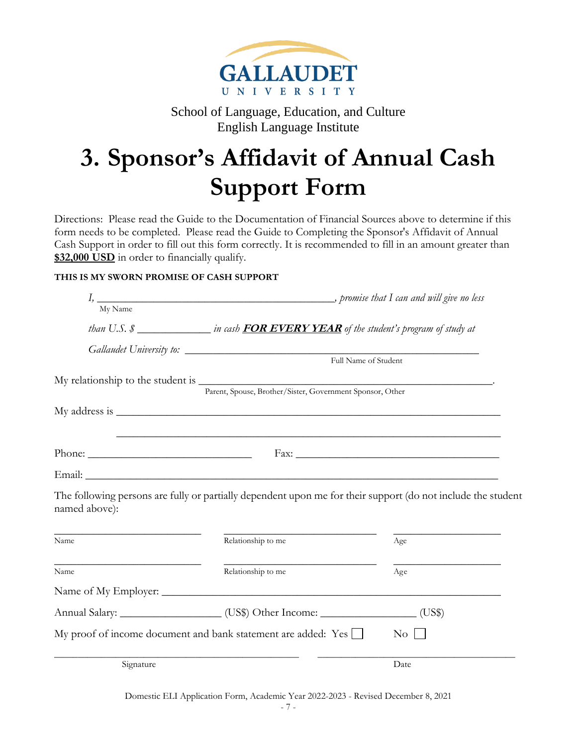GALLAUDET UNIVERSITY

School of Language, Education, and Culture
English Language Institute

# 3. Sponsor's Affidavit of Annual Cash Support Form

Directions: Please read the Guide to the Documentation of Financial Sources above to determine if this form needs to be completed. Please read the Guide to Completing the Sponsor's Affidavit of Annual Cash Support in order to fill out this form correctly. It is recommended to fill in an amount greater than **$32,000 USD** in order to financially qualify.

**THIS IS MY SWORN PROMISE OF CASH SUPPORT**

*I, \_\_\_\_\_\_\_\_\_\_\_\_\_\_\_\_\_\_\_\_\_\_\_\_\_\_\_\_\_\_\_\_\_\_\_\_\_\_\_\_\_\_, promise that I can and will give no less*
My Name

*than U.S. $ \_\_\_\_\_\_\_\_\_\_\_\_\_ in cash* ***FOR EVERY YEAR*** *of the student's program of study at*

*Gallaudet University to:* \_\_\_\_\_\_\_\_\_\_\_\_\_\_\_\_\_\_\_\_\_\_\_\_\_\_\_\_\_\_\_\_\_\_\_\_\_\_\_\_\_\_\_\_\_\_\_\_
Full Name of Student

My relationship to the student is \_\_\_\_\_\_\_\_\_\_\_\_\_\_\_\_\_\_\_\_\_\_\_\_\_\_\_\_\_\_\_\_\_\_\_\_\_\_\_\_\_\_\_\_\_\_\_\_\_\_\_\_.
Parent, Spouse, Brother/Sister, Government Sponsor, Other

My address is \_\_\_\_\_\_\_\_\_\_\_\_\_\_\_\_\_\_\_\_\_\_\_\_\_\_\_\_\_\_\_\_\_\_\_\_\_\_\_\_\_\_\_\_\_\_\_\_\_\_\_\_\_\_\_\_\_\_\_\_\_\_

\_\_\_\_\_\_\_\_\_\_\_\_\_\_\_\_\_\_\_\_\_\_\_\_\_\_\_\_\_\_\_\_\_\_\_\_\_\_\_\_\_\_\_\_\_\_\_\_\_\_\_\_\_\_\_\_\_\_\_\_\_\_

Phone: \_\_\_\_\_\_\_\_\_\_\_\_\_\_\_\_\_\_\_\_\_\_\_\_\_\_\_\_ Fax: \_\_\_\_\_\_\_\_\_\_\_\_\_\_\_\_\_\_\_\_\_\_\_\_\_\_\_\_\_\_\_\_\_\_\_

Email: \_\_\_\_\_\_\_\_\_\_\_\_\_\_\_\_\_\_\_\_\_\_\_\_\_\_\_\_\_\_\_\_\_\_\_\_\_\_\_\_\_\_\_\_\_\_\_\_\_\_\_\_\_\_\_\_\_\_\_\_\_\_\_\_\_\_\_\_

The following persons are fully or partially dependent upon me for their support (do not include the student named above):

| Name | Relationship to me | Age |
|---|---|---|
| | | |
| | | |

Name of My Employer: \_\_\_\_\_\_\_\_\_\_\_\_\_\_\_\_\_\_\_\_\_\_\_\_\_\_\_\_\_\_\_\_\_\_\_\_\_\_\_\_\_\_\_\_\_\_\_\_\_\_\_\_\_\_\_\_

Annual Salary: \_\_\_\_\_\_\_\_\_\_\_\_\_\_\_\_\_\_ (US$) Other Income: \_\_\_\_\_\_\_\_\_\_\_\_\_\_\_\_ (US$)

My proof of income document and bank statement are added: Yes ☐ No ☐

\_\_\_\_\_\_\_\_\_\_\_\_\_\_\_\_\_\_\_\_\_\_\_\_\_\_\_\_\_\_\_\_\_\_\_\_\_\_\_\_ \_\_\_\_\_\_\_\_\_\_\_\_\_\_\_\_\_\_\_\_\_\_\_\_\_\_\_\_\_\_\_\_\_\_\_
Signature Date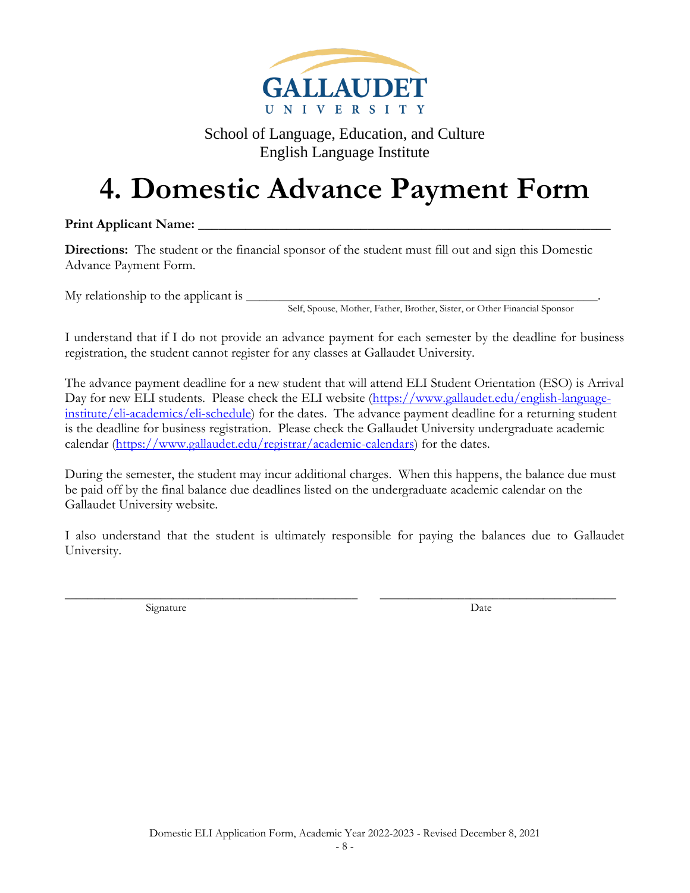GALLAUDET UNIVERSITY

School of Language, Education, and Culture
English Language Institute

# 4. Domestic Advance Payment Form

**Print Applicant Name:** ___________________________________________________________

**Directions:** The student or the financial sponsor of the student must fill out and sign this Domestic Advance Payment Form.

My relationship to the applicant is ______________________________________________________.
Self, Spouse, Mother, Father, Brother, Sister, or Other Financial Sponsor

I understand that if I do not provide an advance payment for each semester by the deadline for business registration, the student cannot register for any classes at Gallaudet University.

The advance payment deadline for a new student that will attend ELI Student Orientation (ESO) is Arrival Day for new ELI students. Please check the ELI website (https://www.gallaudet.edu/english-language-institute/eli-academics/eli-schedule) for the dates. The advance payment deadline for a returning student is the deadline for business registration. Please check the Gallaudet University undergraduate academic calendar (https://www.gallaudet.edu/registrar/academic-calendars) for the dates.

During the semester, the student may incur additional charges. When this happens, the balance due must be paid off by the final balance due deadlines listed on the undergraduate academic calendar on the Gallaudet University website.

I also understand that the student is ultimately responsible for paying the balances due to Gallaudet University.

_____________________________________________ &nbsp;&nbsp;&nbsp; ____________________________________
Signature &nbsp;&nbsp;&nbsp; Date

Domestic ELI Application Form, Academic Year 2022-2023 - Revised December 8, 2021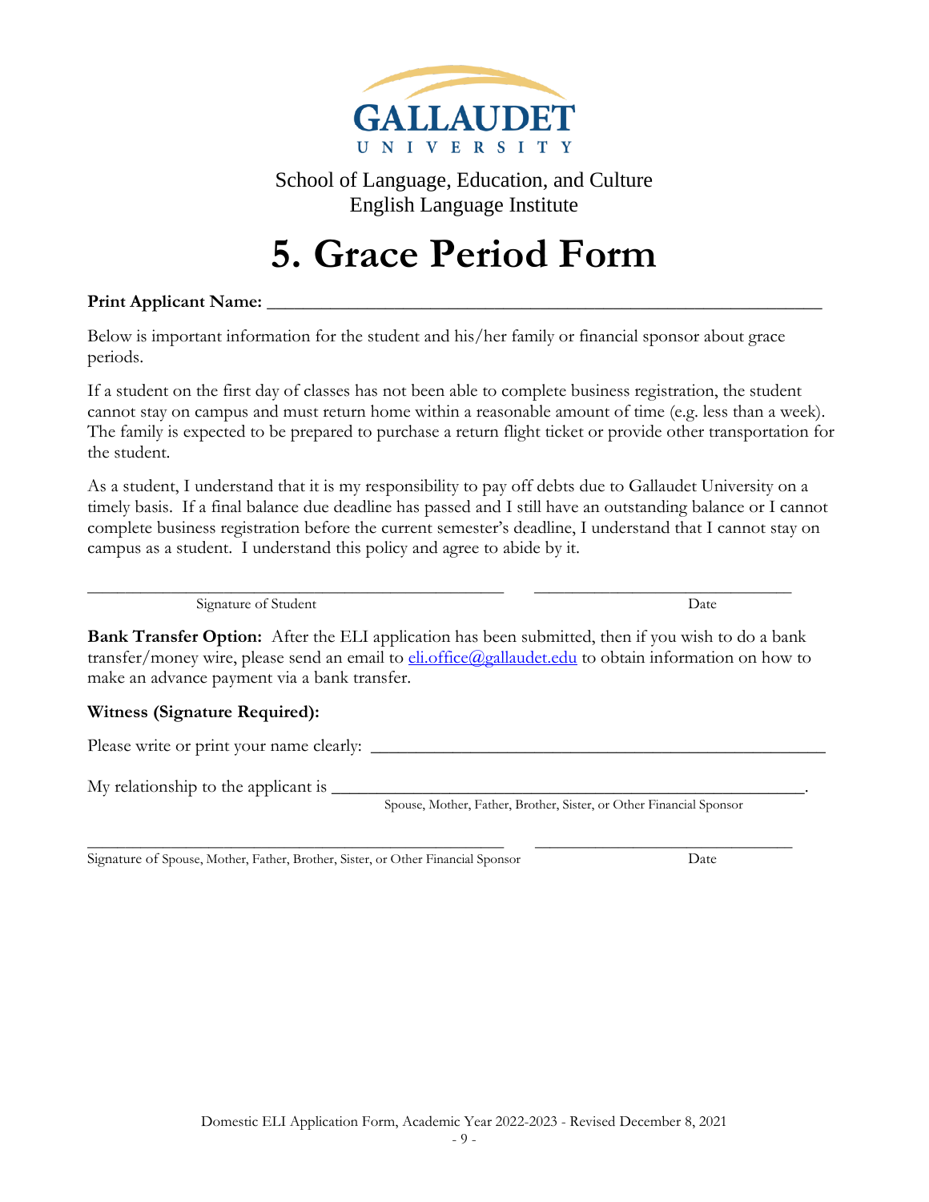GALLAUDET UNIVERSITY

School of Language, Education, and Culture
English Language Institute

# 5. Grace Period Form

**Print Applicant Name:** ___________________________________________________________

Below is important information for the student and his/her family or financial sponsor about grace periods.

If a student on the first day of classes has not been able to complete business registration, the student cannot stay on campus and must return home within a reasonable amount of time (e.g. less than a week). The family is expected to be prepared to purchase a return flight ticket or provide other transportation for the student.

As a student, I understand that it is my responsibility to pay off debts due to Gallaudet University on a timely basis. If a final balance due deadline has passed and I still have an outstanding balance or I cannot complete business registration before the current semester's deadline, I understand that I cannot stay on campus as a student. I understand this policy and agree to abide by it.

_____________________________________________ ____________________________
Signature of Student Date

**Bank Transfer Option:** After the ELI application has been submitted, then if you wish to do a bank transfer/money wire, please send an email to eli.office@gallaudet.edu to obtain information on how to make an advance payment via a bank transfer.

**Witness (Signature Required):**

Please write or print your name clearly: ______________________________________________

My relationship to the applicant is ___________________________________________________.
Spouse, Mother, Father, Brother, Sister, or Other Financial Sponsor

_____________________________________________ ____________________________
Signature of Spouse, Mother, Father, Brother, Sister, or Other Financial Sponsor Date

Domestic ELI Application Form, Academic Year 2022-2023 - Revised December 8, 2021